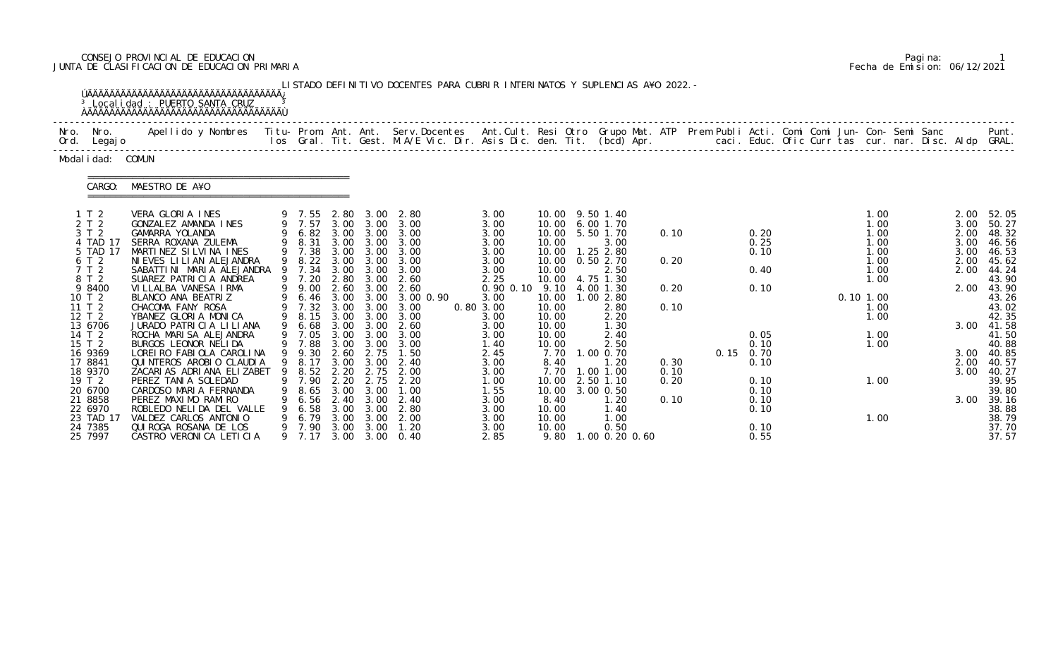CONSEJO PROVINCIAL DE EDUCACION
JUNTA DE CLASIFICACION DE EDUCACION PRIMARIA

Fecha de Emision: 06/12/2021

LISTADO DEFINITIVO DOCENTES PARA CUBRIR INTERINATOS Y SUPLENCIAS A¥O 2022.-

Localidad : PUERTO SANTA CRUZ

Modalidad: COMUN

CARGO: MAESTRO DE A¥O

| Nro. Ord. | Nro. Legajo | Apellido y Nombres | Titu-los | Prom. Gral. | Ant. Tit. | Ant. Gest. | Serv.Docentes M.A/E Vic. Dir. | Ant.Cult. Asis Dic. | Resi den. | Otro Tit. | Grupo Mat. (bcd) | ATP Apr. | Prem | Publi caci. | Acti. Educ. | Comi Ofic | Comi Curr | Jun-tas | Con-cur. | Semi nar. | Sanc Disc. | Aldp | Punt. GRAL. |
|---|---|---|---|---|---|---|---|---|---|---|---|---|---|---|---|---|---|---|---|---|---|---|---|
| 1 | T 2 | VERA GLORIA INES | 9 | 7.55 | 2.80 | 3.00 | 2.80 | 3.00 | 10.00 | 9.50 | 1.40 | | | | | | | | 1.00 | | | 2.00 | 52.05 |
| 2 | T 2 | GONZALEZ AMANDA INES | 9 | 7.57 | 3.00 | 3.00 | 3.00 | 3.00 | 10.00 | 6.00 | 1.70 | | | | | | | | 1.00 | | | 3.00 | 50.27 |
| 3 | T 2 | GAMARRA YOLANDA | 9 | 6.82 | 3.00 | 3.00 | 3.00 | 3.00 | 10.00 | 5.50 | 1.70 | 0.10 | | | 0.20 | | | | 1.00 | | | 2.00 | 48.32 |
| 4 | TAD 17 | SERRA ROXANA ZULEMA | 9 | 8.31 | 3.00 | 3.00 | 3.00 | 3.00 | 10.00 | | 3.00 | | | | 0.25 | | | | 1.00 | | | 3.00 | 46.56 |
| 5 | TAD 17 | MARTINEZ SILVINA INES | 9 | 7.38 | 3.00 | 3.00 | 3.00 | 3.00 | 10.00 | 1.25 | 2.80 | | | | 0.10 | | | | 1.00 | | | 3.00 | 46.53 |
| 6 | T 2 | NIEVES LILIAN ALEJANDRA | 9 | 8.22 | 3.00 | 3.00 | 3.00 | 3.00 | 10.00 | 0.50 | 2.70 | 0.20 | | | | | | | 1.00 | | | 2.00 | 45.62 |
| 7 | T 2 | SABATTINI MARIA ALEJANDRA | 9 | 7.34 | 3.00 | 3.00 | 3.00 | 3.00 | 10.00 | | 2.50 | | | | 0.40 | | | | 1.00 | | | 2.00 | 44.24 |
| 8 | T 2 | SUAREZ PATRICIA ANDREA | 9 | 7.20 | 2.80 | 3.00 | 2.60 | 2.25 | 10.00 | 4.75 | 1.30 | | | | | | | | 1.00 | | | | 43.90 |
| 9 | 8400 | VILLALBA VANESA IRMA | 9 | 9.00 | 2.60 | 3.00 | 2.60 | 0.90 0.10 | 9.10 | 4.00 | 1.30 | 0.20 | | | 0.10 | | | | 1.00 | | | 2.00 | 43.90 |
| 10 | T 2 | BLANCO ANA BEATRIZ | 9 | 6.46 | 3.00 | 3.00 | 3.00 0.90 | 3.00 | 10.00 | 1.00 | 2.80 | | | | | | | 0.10 | 1.00 | | | | 43.26 |
| 11 | T 2 | CHACOMA FANY ROSA | 9 | 7.32 | 3.00 | 3.00 | 3.00 | 0.80 3.00 | 10.00 | | 2.80 | 0.10 | | | | | | | 1.00 | | | | 43.02 |
| 12 | T 2 | YBANEZ GLORIA MONICA | 9 | 8.15 | 3.00 | 3.00 | 3.00 | 3.00 | 10.00 | | 2.20 | | | | | | | | 1.00 | | | | 42.35 |
| 13 | 6706 | JURADO PATRICIA LILIANA | 9 | 6.68 | 3.00 | 3.00 | 2.60 | 3.00 | 10.00 | | 1.30 | | | | | | | | | | | 3.00 | 41.58 |
| 14 | T 2 | ROCHA MARISA ALEJANDRA | 9 | 7.05 | 3.00 | 3.00 | 3.00 | 3.00 | 10.00 | | 2.40 | | | | 0.05 | | | | 1.00 | | | | 41.50 |
| 15 | T 2 | BURGOS LEONOR NELIDA | 9 | 7.88 | 3.00 | 3.00 | 3.00 | 1.40 | 10.00 | | 2.50 | | | | 0.10 | | | | 1.00 | | | | 40.88 |
| 16 | 9369 | LOREIRO FABIOLA CAROLINA | 9 | 9.30 | 2.60 | 2.75 | 1.50 | 2.45 | 7.70 | 1.00 | 0.70 | | | 0.15 | 0.70 | | | | | | | 3.00 | 40.85 |
| 17 | 8841 | QUINTEROS AROBIO CLAUDIA | 9 | 8.17 | 3.00 | 3.00 | 2.40 | 3.00 | 8.40 | | 1.20 | 0.30 | | | 0.10 | | | | | | | 2.00 | 40.57 |
| 18 | 9370 | ZACARIAS ADRIANA ELIZABET | 9 | 8.52 | 2.20 | 2.75 | 2.00 | 3.00 | 7.70 | 1.00 | 1.00 | 0.10 | | | | | | | | | | 3.00 | 40.27 |
| 19 | T 2 | PEREZ TANIA SOLEDAD | 9 | 7.90 | 2.20 | 2.75 | 2.20 | 1.00 | 10.00 | 2.50 | 1.10 | 0.20 | | | 0.10 | | | | 1.00 | | | | 39.95 |
| 20 | 6700 | CARDOSO MARIA FERNANDA | 9 | 8.65 | 3.00 | 3.00 | 1.00 | 1.55 | 10.00 | 3.00 | 0.50 | | | | 0.10 | | | | | | | | 39.80 |
| 21 | 8858 | PEREZ MAXIMO RAMIRO | 9 | 6.56 | 2.40 | 3.00 | 2.40 | 3.00 | 8.40 | | 1.20 | 0.10 | | | 0.10 | | | | | | | 3.00 | 39.16 |
| 22 | 6970 | ROBLEDO NELIDA DEL VALLE | 9 | 6.58 | 3.00 | 3.00 | 2.80 | 3.00 | 10.00 | | 1.40 | | | | 0.10 | | | | | | | | 38.88 |
| 23 | TAD 17 | VALDEZ CARLOS ANTONIO | 9 | 6.79 | 3.00 | 3.00 | 2.00 | 3.00 | 10.00 | | 1.00 | | | | | | | | 1.00 | | | | 38.79 |
| 24 | 7385 | QUIROGA ROSANA DE LOS | 9 | 7.90 | 3.00 | 3.00 | 1.20 | 3.00 | 10.00 | | 0.50 | | | | 0.10 | | | | | | | | 37.70 |
| 25 | 7997 | CASTRO VERONICA LETICIA | 9 | 7.17 | 3.00 | 3.00 | 0.40 | 2.85 | 9.80 | 1.00 | 0.20 0.60 | | | | 0.55 | | | | | | | | 37.57 |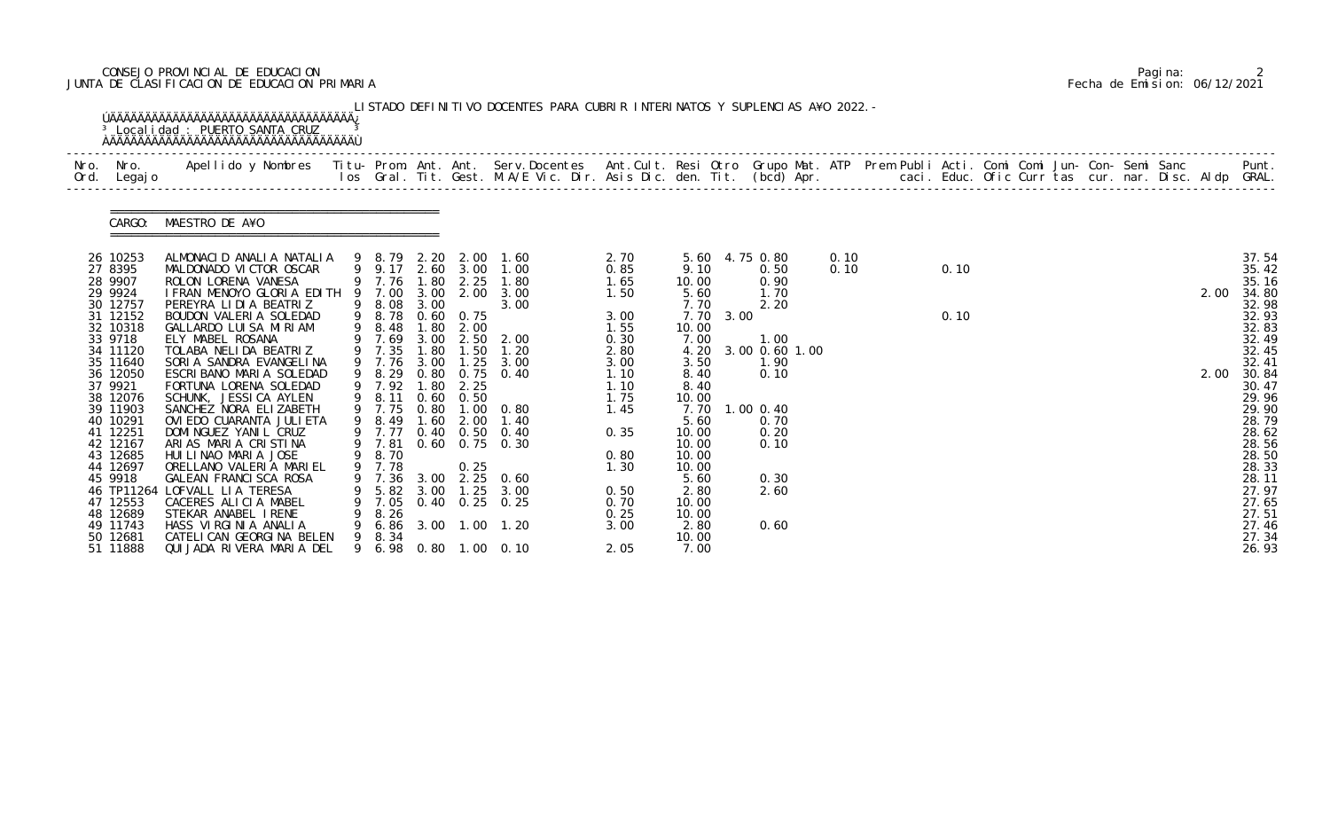CONSEJO PROVINCIAL DE EDUCACION
JUNTA DE CLASIFICACION DE EDUCACION PRIMARIA

LISTADO DEFINITIVO DOCENTES PARA CUBRIR INTERINATOS Y SUPLENCIAS A¥O 2022.-

Localidad : PUERTO SANTA CRUZ

CARGO: MAESTRO DE A¥O

| Nro. Ord. | Nro. Legajo | Apellido y Nombres | Titu-los | Prom. Gral. | Ant. Tit. | Ant. Gest. | Serv.Docentes M.A/E Vic. Dir. | Ant.Cult. Asis Dic. | Resi den. | Otro Tit. | Grupo Mat. (bcd) | ATP Apr. | Prem Publi caci. | Acti. Educ. | Comi Ofic | Comi Curr | Jun-tas | Con-cur. | Semi nar. | Sanc Disc. | Aldp | Punt. GRAL. |
|---|---|---|---|---|---|---|---|---|---|---|---|---|---|---|---|---|---|---|---|---|---|---|
| 26 | 10253 | ALMONACID ANALIA NATALIA | 9 | 8.79 | 2.20 | 2.00 | 1.60 | 2.70 | 5.60 | 4.75 | 0.80 | 0.10 | | | | | | | | | | 37.54 |
| 27 | 8395 | MALDONADO VICTOR OSCAR | 9 | 9.17 | 2.60 | 3.00 | 1.00 | 0.85 | 9.10 | | 0.50 | 0.10 | | 0.10 | | | | | | | | 35.42 |
| 28 | 9907 | ROLON LORENA VANESA | 9 | 7.76 | 1.80 | 2.25 | 1.80 | 1.65 | 10.00 | | 0.90 | | | | | | | | | | | 35.16 |
| 29 | 9924 | IFRAN MENOYO GLORIA EDITH | 9 | 7.00 | 3.00 | 2.00 | 3.00 | 1.50 | 5.60 | | 1.70 | | | | | | | | | | 2.00 | 34.80 |
| 30 | 12757 | PEREYRA LIDIA BEATRIZ | 9 | 8.08 | 3.00 | | 3.00 | | 7.70 | | 2.20 | | | | | | | | | | | 32.98 |
| 31 | 12152 | BOUDON VALERIA SOLEDAD | 9 | 8.78 | 0.60 | 0.75 | | 3.00 | 7.70 | 3.00 | | | | 0.10 | | | | | | | | 32.93 |
| 32 | 10318 | GALLARDO LUISA MIRIAM | 9 | 8.48 | 1.80 | 2.00 | | 1.55 | 10.00 | | | | | | | | | | | | | 32.83 |
| 33 | 9718 | ELY MABEL ROSANA | 9 | 7.69 | 3.00 | 2.50 | 2.00 | 0.30 | 7.00 | | 1.00 | | | | | | | | | | | 32.49 |
| 34 | 11120 | TOLABA NELIDA BEATRIZ | 9 | 7.35 | 1.80 | 1.50 | 1.20 | 2.80 | 4.20 | 3.00 | 0.60 | 1.00 | | | | | | | | | | 32.45 |
| 35 | 11640 | SORIA SANDRA EVANGELINA | 9 | 7.76 | 3.00 | 1.25 | 3.00 | 3.00 | 3.50 | | 1.90 | | | | | | | | | | | 32.41 |
| 36 | 12050 | ESCRIBANO MARIA SOLEDAD | 9 | 8.29 | 0.80 | 0.75 | 0.40 | 1.10 | 8.40 | | 0.10 | | | | | | | | | | 2.00 | 30.84 |
| 37 | 9921 | FORTUNA LORENA SOLEDAD | 9 | 7.92 | 1.80 | 2.25 | | 1.10 | 8.40 | | | | | | | | | | | | | 30.47 |
| 38 | 12076 | SCHUNK, JESSICA AYLEN | 9 | 8.11 | 0.60 | 0.50 | | 1.75 | 10.00 | | | | | | | | | | | | | 29.96 |
| 39 | 11903 | SANCHEZ NORA ELIZABETH | 9 | 7.75 | 0.80 | 1.00 | 0.80 | 1.45 | 7.70 | 1.00 | 0.40 | | | | | | | | | | | 29.90 |
| 40 | 10291 | OVIEDO CUARANTA JULIETA | 9 | 8.49 | 1.60 | 2.00 | 1.40 | | 5.60 | | 0.70 | | | | | | | | | | | 28.79 |
| 41 | 12251 | DOMINGUEZ YANIL CRUZ | 9 | 7.77 | 0.40 | 0.50 | 0.40 | 0.35 | 10.00 | | 0.20 | | | | | | | | | | | 28.62 |
| 42 | 12167 | ARIAS MARIA CRISTINA | 9 | 7.81 | 0.60 | 0.75 | 0.30 | | 10.00 | | 0.10 | | | | | | | | | | | 28.56 |
| 43 | 12685 | HUILINAO MARIA JOSE | 9 | 8.70 | | | | 0.80 | 10.00 | | | | | | | | | | | | | 28.50 |
| 44 | 12697 | ORELLANO VALERIA MARIEL | 9 | 7.78 | | 0.25 | | 1.30 | 10.00 | | | | | | | | | | | | | 28.33 |
| 45 | 9918 | GALEAN FRANCISCA ROSA | 9 | 7.36 | 3.00 | 2.25 | 0.60 | | 5.60 | | 0.30 | | | | | | | | | | | 28.11 |
| 46 | TP11264 | LOFVALL LIA TERESA | 9 | 5.82 | 3.00 | 1.25 | 3.00 | 0.50 | 2.80 | | 2.60 | | | | | | | | | | | 27.97 |
| 47 | 12553 | CACERES ALICIA MABEL | 9 | 7.05 | 0.40 | 0.25 | 0.25 | 0.70 | 10.00 | | | | | | | | | | | | | 27.65 |
| 48 | 12689 | STEKAR ANABEL IRENE | 9 | 8.26 | | | | 0.25 | 10.00 | | | | | | | | | | | | | 27.51 |
| 49 | 11743 | HASS VIRGINIA ANALIA | 9 | 6.86 | 3.00 | 1.00 | 1.20 | 3.00 | 2.80 | | 0.60 | | | | | | | | | | | 27.46 |
| 50 | 12681 | CATELICAN GEORGINA BELEN | 9 | 8.34 | | | | | 10.00 | | | | | | | | | | | | | 27.34 |
| 51 | 11888 | QUIJADA RIVERA MARIA DEL | 9 | 6.98 | 0.80 | 1.00 | 0.10 | 2.05 | 7.00 | | | | | | | | | | | | | 26.93 |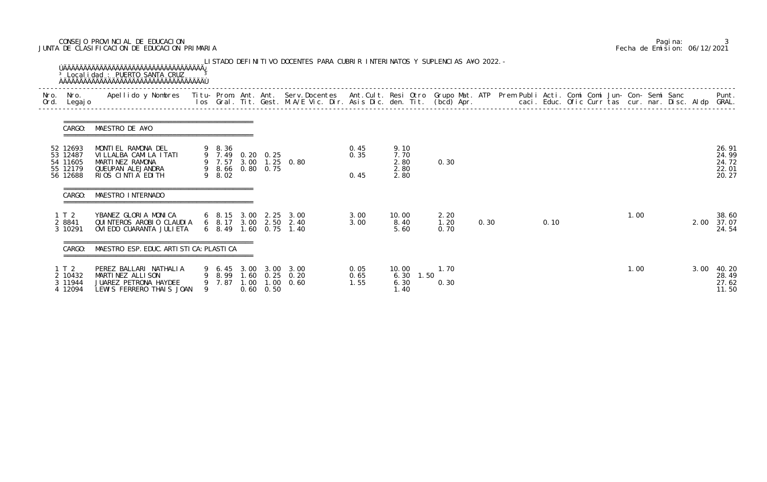CONSEJO PROVINCIAL DE EDUCACION
JUNTA DE CLASIFICACION DE EDUCACION PRIMARIA

Pagina: 3
Fecha de Emision: 06/12/2021

LISTADO DEFINITIVO DOCENTES PARA CUBRIR INTERINATOS Y SUPLENCIAS A¥O 2022.-

Localidad : PUERTO SANTA CRUZ

| Nro. Ord. | Nro. Legajo | Apellido y Nombres | Titu- los | Prom. Gral. | Ant. Tit. | Ant. Gest. | Serv.Docentes M.A/E Vic. Dir. | Ant.Cult. Asis Dic. | Resi den. | Otro Tit. | Grupo Mat. (bcd) | ATP Apr. | Prem | Publi caci. | Acti. Educ. | Comi Ofic | Comi Curr | Jun- tas | Con- cur. | Semi nar. | Sanc Disc. | Aldp | Punt. GRAL. |
|---|---|---|---|---|---|---|---|---|---|---|---|---|---|---|---|---|---|---|---|---|---|---|---|
| **CARGO: MAESTRO DE A¥O** | | | | | | | | | | | | | | | | | | | | | | | |
| 52 | 12693 | MONTIEL RAMONA DEL | 9 | 8.36 | | | | 0.45 | 9.10 | | | | | | | | | | | | | | 26.91 |
| 53 | 12487 | VILLALBA CAMILA ITATI | 9 | 7.49 | 0.20 | 0.25 | | 0.35 | 7.70 | | | | | | | | | | | | | | 24.99 |
| 54 | 11605 | MARTINEZ RAMONA | 9 | 7.57 | 3.00 | 1.25 | 0.80 | | 2.80 | | 0.30 | | | | | | | | | | | | 24.72 |
| 55 | 12179 | QUEUPAN ALEJANDRA | 9 | 8.66 | 0.80 | 0.75 | | | 2.80 | | | | | | | | | | | | | | 22.01 |
| 56 | 12688 | RIOS CINTIA EDITH | 9 | 8.02 | | | | 0.45 | 2.80 | | | | | | | | | | | | | | 20.27 |
| **CARGO: MAESTRO INTERNADO** | | | | | | | | | | | | | | | | | | | | | | | |
| 1 | T 2 | YBANEZ GLORIA MONICA | 6 | 8.15 | 3.00 | 2.25 | 3.00 | 3.00 | 10.00 | | 2.20 | | | | | | | | 1.00 | | | | 38.60 |
| 2 | 8841 | QUINTEROS AROBIO CLAUDIA | 6 | 8.17 | 3.00 | 2.50 | 2.40 | 3.00 | 8.40 | | 1.20 | 0.30 | | | 0.10 | | | | | | | 2.00 | 37.07 |
| 3 | 10291 | OVIEDO CUARANTA JULIETA | 6 | 8.49 | 1.60 | 0.75 | 1.40 | | 5.60 | | 0.70 | | | | | | | | | | | | 24.54 |
| **CARGO: MAESTRO ESP. EDUC. ARTISTICA: PLASTICA** | | | | | | | | | | | | | | | | | | | | | | | |
| 1 | T 2 | PEREZ BALLARI NATHALIA | 9 | 6.45 | 3.00 | 3.00 | 3.00 | 0.05 | 10.00 | | 1.70 | | | | | | | | 1.00 | | | 3.00 | 40.20 |
| 2 | 10432 | MARTINEZ ALLISON | 9 | 8.99 | 1.60 | 0.25 | 0.20 | 0.65 | 6.30 | 1.50 | | | | | | | | | | | | | 28.49 |
| 3 | 11944 | JUAREZ PETRONA HAYDEE | 9 | 7.87 | 1.00 | 1.00 | 0.60 | 1.55 | 6.30 | | 0.30 | | | | | | | | | | | | 27.62 |
| 4 | 12094 | LEWIS FERRERO THAIS JOAN | 9 | | 0.60 | 0.50 | | | 1.40 | | | | | | | | | | | | | | 11.50 |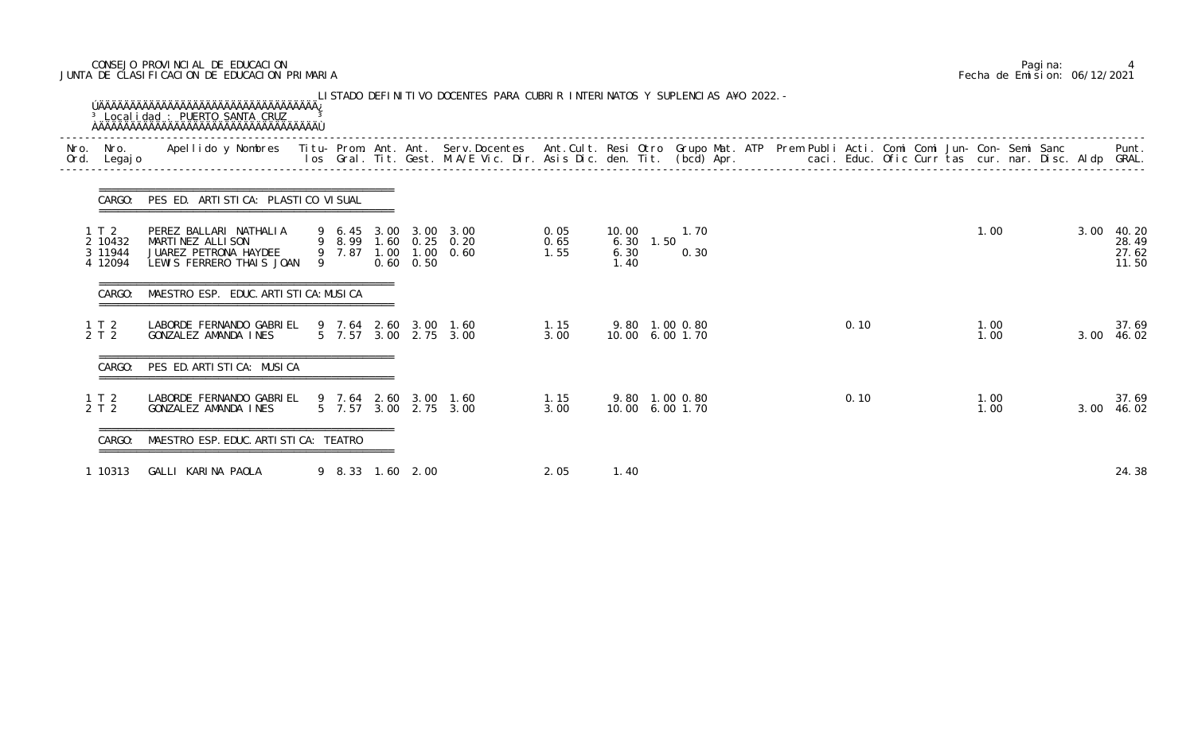CONSEJO PROVINCIAL DE EDUCACION
JUNTA DE CLASIFICACION DE EDUCACION PRIMARIA

LISTADO DEFINITIVO DOCENTES PARA CUBRIR INTERINATOS Y SUPLENCIAS A¥O 2022.-

Localidad : PUERTO SANTA CRUZ

| Nro. Ord. | Nro. Legajo | Apellido y Nombres | Titu-los | Prom. Gral. | Ant. Tit. | Ant. Gest. | Serv.Docentes M.A/E Vic. Dir. | Ant.Cult. Asis Dic. | Resi den. | Otro Tit. | Grupo (bcd) | Mat. Apr. | ATP | Prem | Publi caci. | Acti. Educ. | Comi Ofic | Comi Curr | Jun-tas | Con-cur. | Semi nar. | Sanc Disc. | Aldp | Punt. GRAL. |
|---|---|---|---|---|---|---|---|---|---|---|---|---|---|---|---|---|---|---|---|---|---|---|---|---|
| **CARGO: PES ED. ARTISTICA: PLASTICO VISUAL** | | | | | | | | | | | | | | | | | | | | | | | | |
| 1 | T 2 | PEREZ BALLARI NATHALIA | 9 | 6.45 | 3.00 | 3.00 | 3.00 | 0.05 | 10.00 | | 1.70 | | | | | | | | | 1.00 | | | 3.00 | 40.20 |
| 2 | 10432 | MARTINEZ ALLISON | 9 | 8.99 | 1.60 | 0.25 | 0.20 | 0.65 | 6.30 | 1.50 | | | | | | | | | | | | | | 28.49 |
| 3 | 11944 | JUAREZ PETRONA HAYDEE | 9 | 7.87 | 1.00 | 1.00 | 0.60 | 1.55 | 6.30 | | 0.30 | | | | | | | | | | | | | 27.62 |
| 4 | 12094 | LEWIS FERRERO THAIS JOAN | 9 | | 0.60 | 0.50 | | | 1.40 | | | | | | | | | | | | | | | 11.50 |
| **CARGO: MAESTRO ESP. EDUC. ARTISTICA: MUSICA** | | | | | | | | | | | | | | | | | | | | | | | | |
| 1 | T 2 | LABORDE FERNANDO GABRIEL | 9 | 7.64 | 2.60 | 3.00 | 1.60 | 1.15 | 9.80 | 1.00 | 0.80 | | | | | 0.10 | | | | 1.00 | | | | 37.69 |
| 2 | T 2 | GONZALEZ AMANDA INES | 5 | 7.57 | 3.00 | 2.75 | 3.00 | 3.00 | 10.00 | 6.00 | 1.70 | | | | | | | | | 1.00 | | | 3.00 | 46.02 |
| **CARGO: PES ED.ARTISTICA: MUSICA** | | | | | | | | | | | | | | | | | | | | | | | | |
| 1 | T 2 | LABORDE FERNANDO GABRIEL | 9 | 7.64 | 2.60 | 3.00 | 1.60 | 1.15 | 9.80 | 1.00 | 0.80 | | | | | 0.10 | | | | 1.00 | | | | 37.69 |
| 2 | T 2 | GONZALEZ AMANDA INES | 5 | 7.57 | 3.00 | 2.75 | 3.00 | 3.00 | 10.00 | 6.00 | 1.70 | | | | | | | | | 1.00 | | | 3.00 | 46.02 |
| **CARGO: MAESTRO ESP.EDUC.ARTISTICA: TEATRO** | | | | | | | | | | | | | | | | | | | | | | | | |
| 1 | 10313 | GALLI KARINA PAOLA | 9 | 8.33 | 1.60 | 2.00 | | 2.05 | 1.40 | | | | | | | | | | | | | | | 24.38 |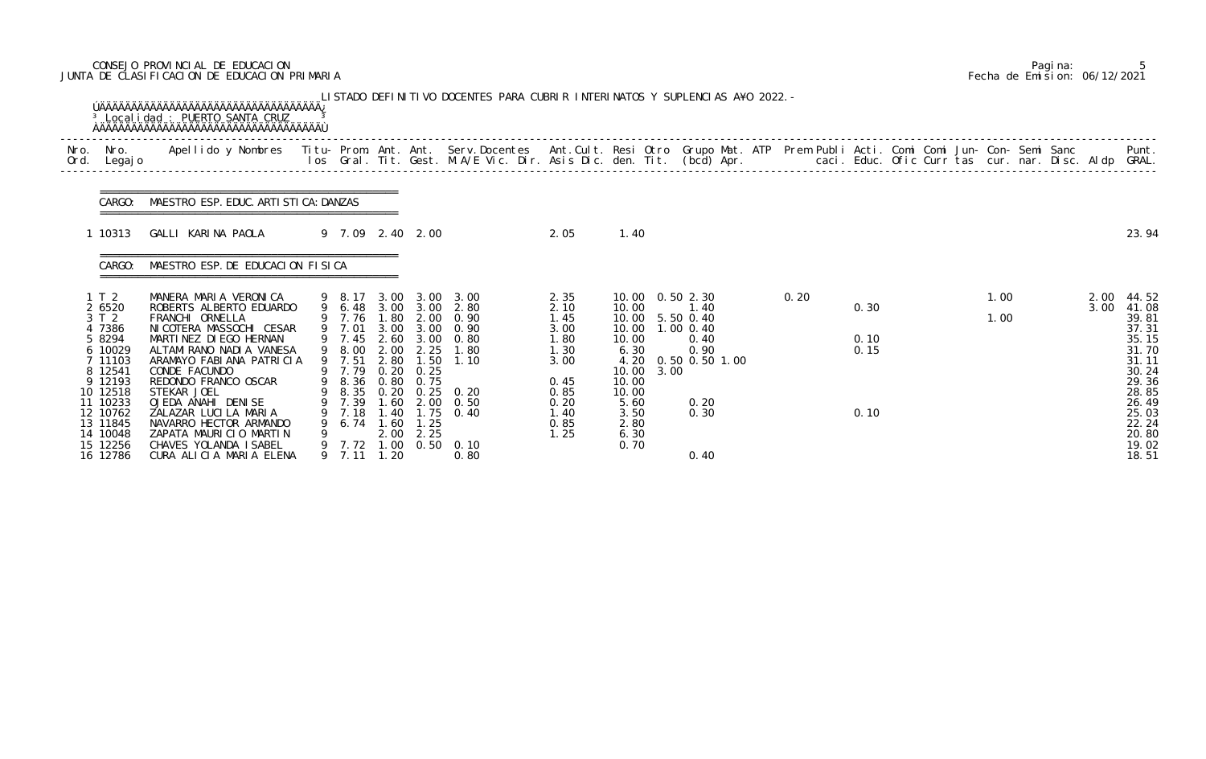CONSEJO PROVINCIAL DE EDUCACION
JUNTA DE CLASIFICACION DE EDUCACION PRIMARIA

Fecha de Emision: 06/12/2021

LISTADO DEFINITIVO DOCENTES PARA CUBRIR INTERINATOS Y SUPLENCIAS A¥O 2022.-

Localidad : PUERTO SANTA CRUZ

| Nro. Ord. | Nro. Legajo | Apellido y Nombres | Titu-los | Prom. Gral. | Ant. Tit. | Ant. Gest. | Serv.Docentes M.A/E Vic. Dir. | Ant.Cult. Asis Dic. | Resi den. | Otro Tit. | Grupo Mat. (bcd) | ATP Apr. | Prem | Publi caci. | Acti. Educ. | Comi Ofic | Comi Curr | Jun-tas | Con-cur. | Semi nar. | Sanc Disc. | Aldp | Punt. GRAL. |
|---|---|---|---|---|---|---|---|---|---|---|---|---|---|---|---|---|---|---|---|---|---|---|---|
| **CARGO: MAESTRO ESP. EDUC. ARTISTICA: DANZAS** | | | | | | | | | | | | | | | | | | | | | | | |
| 1 | 10313 | GALLI KARINA PAOLA | 9 | 7.09 | 2.40 | 2.00 | | 2.05 | 1.40 | | | | | | | | | | | | | | 23.94 |
| **CARGO: MAESTRO ESP. DE EDUCACION FISICA** | | | | | | | | | | | | | | | | | | | | | | | |
| 1 | T 2 | MANERA MARIA VERONICA | 9 | 8.17 | 3.00 | 3.00 | 3.00 | 2.35 | 10.00 | 0.50 | 2.30 | | 0.20 | | | | | 1.00 | | | | 2.00 | 44.52 |
| 2 | 6520 | ROBERTS ALBERTO EDUARDO | 9 | 6.48 | 3.00 | 3.00 | 2.80 | 2.10 | 10.00 | | 1.40 | | | | 0.30 | | | | | | | 3.00 | 41.08 |
| 3 | T 2 | FRANCHI ORNELLA | 9 | 7.76 | 1.80 | 2.00 | 0.90 | 1.45 | 10.00 | 5.50 | 0.40 | | | | | | | 1.00 | | | | | 39.81 |
| 4 | 7386 | NICOTERA MASSOCHI CESAR | 9 | 7.01 | 3.00 | 3.00 | 0.90 | 3.00 | 10.00 | 1.00 | 0.40 | | | | | | | | | | | | 37.31 |
| 5 | 8294 | MARTINEZ DIEGO HERNAN | 9 | 7.45 | 2.60 | 3.00 | 0.80 | 1.80 | 10.00 | | 0.40 | | | | 0.10 | | | | | | | | 35.15 |
| 6 | 10029 | ALTAMIRANO NADIA VANESA | 9 | 8.00 | 2.00 | 2.25 | 1.80 | 1.30 | 6.30 | | 0.90 | | | | 0.15 | | | | | | | | 31.70 |
| 7 | 11103 | ARAMAYO FABIANA PATRICIA | 9 | 7.51 | 2.80 | 1.50 | 1.10 | 3.00 | 4.20 | 0.50 | 0.50 | 1.00 | | | | | | | | | | | 31.11 |
| 8 | 12541 | CONDE FACUNDO | 9 | 7.79 | 0.20 | 0.25 | | | 10.00 | 3.00 | | | | | | | | | | | | | 30.24 |
| 9 | 12193 | REDONDO FRANCO OSCAR | 9 | 8.36 | 0.80 | 0.75 | | 0.45 | 10.00 | | | | | | | | | | | | | | 29.36 |
| 10 | 12518 | STEKAR JOEL | 9 | 8.35 | 0.20 | 0.25 | 0.20 | 0.85 | 10.00 | | | | | | | | | | | | | | 28.85 |
| 11 | 10233 | OJEDA ANAHI DENISE | 9 | 7.39 | 1.60 | 2.00 | 0.50 | 0.20 | 5.60 | | 0.20 | | | | | | | | | | | | 26.49 |
| 12 | 10762 | ZALAZAR LUCILA MARIA | 9 | 7.18 | 1.40 | 1.75 | 0.40 | 1.40 | 3.50 | | 0.30 | | | | 0.10 | | | | | | | | 25.03 |
| 13 | 11845 | NAVARRO HECTOR ARMANDO | 9 | 6.74 | 1.60 | 1.25 | | 0.85 | 2.80 | | | | | | | | | | | | | | 22.24 |
| 14 | 10048 | ZAPATA MAURICIO MARTIN | 9 | | 2.00 | 2.25 | | 1.25 | 6.30 | | | | | | | | | | | | | | 20.80 |
| 15 | 12256 | CHAVES YOLANDA ISABEL | 9 | 7.72 | 1.00 | 0.50 | 0.10 | | 0.70 | | | | | | | | | | | | | | 19.02 |
| 16 | 12786 | CURA ALICIA MARIA ELENA | 9 | 7.11 | 1.20 | | 0.80 | | | | 0.40 | | | | | | | | | | | | 18.51 |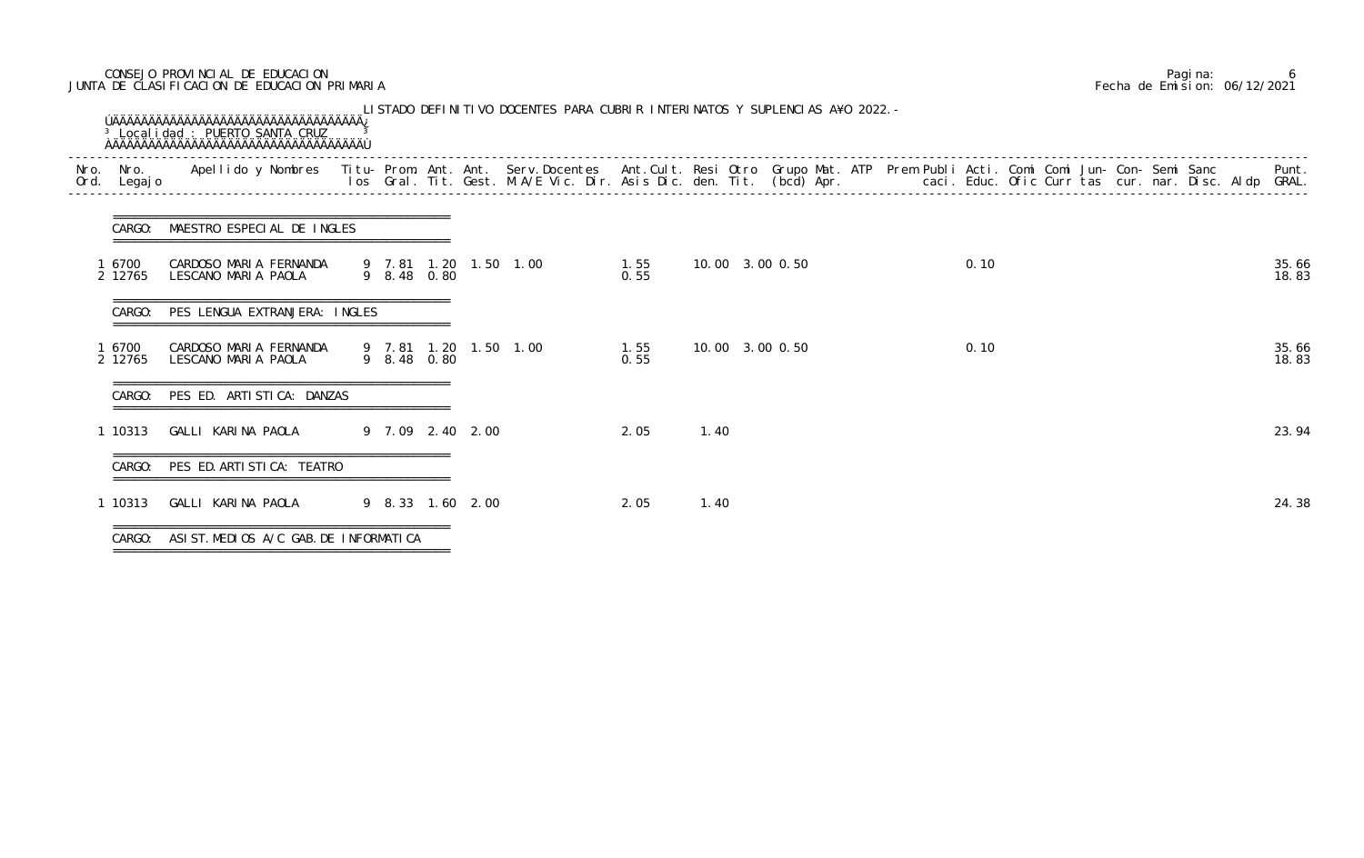CONSEJO PROVINCIAL DE EDUCACION
JUNTA DE CLASIFICACION DE EDUCACION PRIMARIA

LISTADO DEFINITIVO DOCENTES PARA CUBRIR INTERINATOS Y SUPLENCIAS AÑO 2022.-

Localidad : PUERTO SANTA CRUZ

| Nro. Ord. | Nro. Legajo | Apellido y Nombres | Titulos | Prom. Gral. | Ant. Tit. | Ant. Gest. | Serv.Docentes M.A/E Vic. Dir. | Ant.Cult. Asis Dic. | Resi den. | Otro Tit. | Grupo (bcd) | Mat. Apr. | ATP | Prem | Publi caci. | Acti. Educ. | Comi Ofic | Comi Curr | Jun- tas | Con- cur. | Semi nar. | Sanc Disc. | Aldp | Punt. GRAL. |
|---|---|---|---|---|---|---|---|---|---|---|---|---|---|---|---|---|---|---|---|---|---|---|---|---|
| **CARGO: MAESTRO ESPECIAL DE INGLES** | | | | | | | | | | | | | | | | | | | | | | | | |
| 1 | 6700 | CARDOSO MARIA FERNANDA | 9 | 7.81 | 1.20 | 1.50 | 1.00 | 1.55 | 10.00 | 3.00 | 0.50 | | | | | 0.10 | | | | | | | | 35.66 |
| 2 | 12765 | LESCANO MARIA PAOLA | 9 | 8.48 | 0.80 | | | 0.55 | | | | | | | | | | | | | | | | 18.83 |
| **CARGO: PES LENGUA EXTRANJERA: INGLES** | | | | | | | | | | | | | | | | | | | | | | | | |
| 1 | 6700 | CARDOSO MARIA FERNANDA | 9 | 7.81 | 1.20 | 1.50 | 1.00 | 1.55 | 10.00 | 3.00 | 0.50 | | | | | 0.10 | | | | | | | | 35.66 |
| 2 | 12765 | LESCANO MARIA PAOLA | 9 | 8.48 | 0.80 | | | 0.55 | | | | | | | | | | | | | | | | 18.83 |
| **CARGO: PES ED. ARTISTICA: DANZAS** | | | | | | | | | | | | | | | | | | | | | | | | |
| 1 | 10313 | GALLI KARINA PAOLA | 9 | 7.09 | 2.40 | 2.00 | | 2.05 | 1.40 | | | | | | | | | | | | | | | 23.94 |
| **CARGO: PES ED.ARTISTICA: TEATRO** | | | | | | | | | | | | | | | | | | | | | | | | |
| 1 | 10313 | GALLI KARINA PAOLA | 9 | 8.33 | 1.60 | 2.00 | | 2.05 | 1.40 | | | | | | | | | | | | | | | 24.38 |
| **CARGO: ASIST.MEDIOS A/C GAB.DE INFORMATICA** | | | | | | | | | | | | | | | | | | | | | | | | |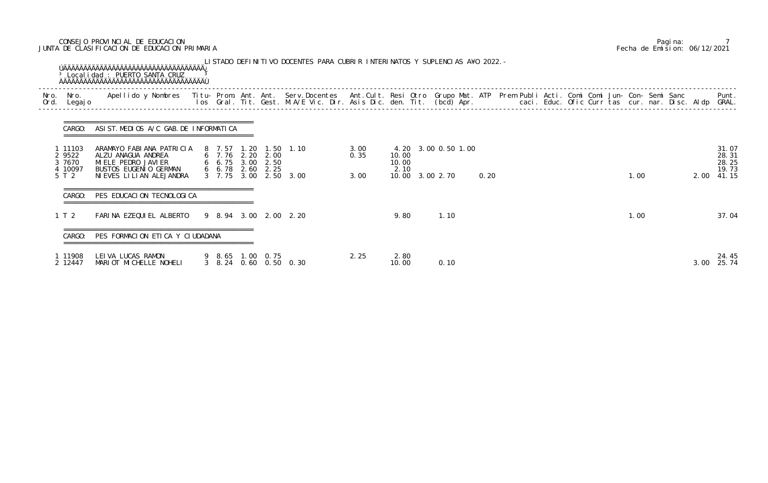CONSEJO PROVINCIAL DE EDUCACION
JUNTA DE CLASIFICACION DE EDUCACION PRIMARIA

Fecha de Emision: 06/12/2021

LISTADO DEFINITIVO DOCENTES PARA CUBRIR INTERINATOS Y SUPLENCIAS A¥O 2022.-

Localidad : PUERTO SANTA CRUZ

| Nro. Ord. | Nro. Legajo | Apellido y Nombres | Titulos | Prom. Gral. | Ant. Tit. | Ant. Gest. | Serv.Docentes M.A/E Vic. Dir. | Ant.Cult. Asis Dic. | Resi den. | Otro Tit. | Grupo Mat. (bcd) | ATP Apr. | Prem | Publi caci. | Acti. Educ. | Comi Ofic | Comi Curr | Jun- tas | Con- cur. | Semi nar. | Sanc Disc. | Aldp | Punt. GRAL. |
|---|---|---|---|---|---|---|---|---|---|---|---|---|---|---|---|---|---|---|---|---|---|---|---|
| **CARGO: ASIST.MEDIOS A/C GAB.DE INFORMATICA** | | | | | | | | | | | | | | | | | | | | | | | |
| 1 | 11103 | ARAMAYO FABIANA PATRICIA | 8 | 7.57 | 1.20 | 1.50 | 1.10 | 3.00 | 4.20 | 3.00 | 0.50 1.00 | | | | | | | | | | | | 31.07 |
| 2 | 9522 | ALZU ANAGUA ANDREA | 6 | 7.76 | 2.20 | 2.00 | | 0.35 | 10.00 | | | | | | | | | | | | | | 28.31 |
| 3 | 7670 | MIELE PEDRO JAVIER | 6 | 6.75 | 3.00 | 2.50 | | | 10.00 | | | | | | | | | | | | | | 28.25 |
| 4 | 10097 | BUSTOS EUGENIO GERMAN | 6 | 6.78 | 2.60 | 2.25 | | | 2.10 | | | | | | | | | | | | | | 19.73 |
| 5 | T 2 | NIEVES LILIAN ALEJANDRA | 3 | 7.75 | 3.00 | 2.50 | 3.00 | 3.00 | 10.00 | 3.00 | 2.70 | | 0.20 | | | | | | 1.00 | | | 2.00 | 41.15 |
| **CARGO: PES EDUCACION TECNOLOGICA** | | | | | | | | | | | | | | | | | | | | | | | |
| 1 | T 2 | FARINA EZEQUIEL ALBERTO | 9 | 8.94 | 3.00 | 2.00 | 2.20 | | 9.80 | | 1.10 | | | | | | | | 1.00 | | | | 37.04 |
| **CARGO: PES FORMACION ETICA Y CIUDADANA** | | | | | | | | | | | | | | | | | | | | | | | |
| 1 | 11908 | LEIVA LUCAS RAMON | 9 | 8.65 | 1.00 | 0.75 | | 2.25 | 2.80 | | | | | | | | | | | | | | 24.45 |
| 2 | 12447 | MARIOT MICHELLE NOHELI | 3 | 8.24 | 0.60 | 0.50 | 0.30 | | 10.00 | | 0.10 | | | | | | | | | | | 3.00 | 25.74 |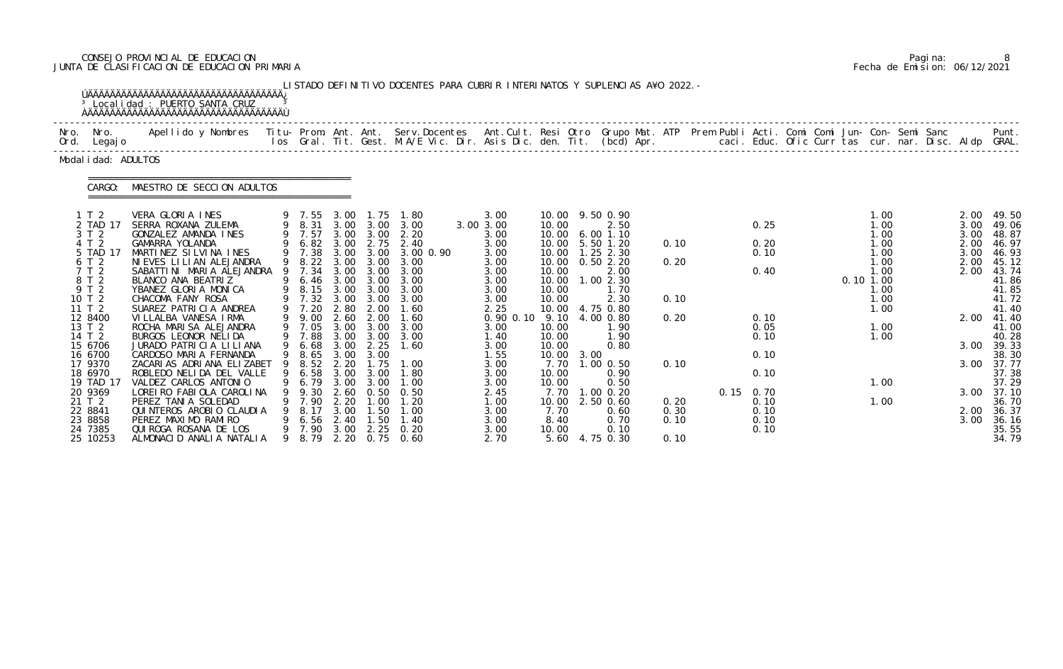CONSEJO PROVINCIAL DE EDUCACION
JUNTA DE CLASIFICACION DE EDUCACION PRIMARIA

Fecha de Emision: 06/12/2021

LISTADO DEFINITIVO DOCENTES PARA CUBRIR INTERINATOS Y SUPLENCIAS A¥O 2022.-

Localidad : PUERTO SANTA CRUZ

Modalidad: ADULTOS

CARGO: MAESTRO DE SECCION ADULTOS

| Nro. Ord. | Nro. Legajo | Apellido y Nombres | Titu- los | Prom. Gral. | Ant. Tit. | Ant. Gest. | Serv.Docentes M.A/E Vic. Dir. | Ant.Cult. Asis Dic. | Resi den. | Otro Tit. | Grupo Mat. (bcd) | ATP Apr. | Prem Publi caci. | Acti. Educ. | Comi Ofic | Comi Curr | Jun- tas | Con- cur. | Semi nar. | Sanc Disc. | Aldp | Punt. GRAL. |
|---|---|---|---|---|---|---|---|---|---|---|---|---|---|---|---|---|---|---|---|---|---|---|
| 1 | T 2 | VERA GLORIA INES | 9 | 7.55 | 3.00 | 1.75 | 1.80 | 3.00 | 10.00 | 9.50 | 0.90 | | | | | | | 1.00 | | | 2.00 | 49.50 |
| 2 | TAD 17 | SERRA ROXANA ZULEMA | 9 | 8.31 | 3.00 | 3.00 | 3.00 | 3.00 3.00 | 10.00 | | 2.50 | | | 0.25 | | | | 1.00 | | | 3.00 | 49.06 |
| 3 | T 2 | GONZALEZ AMANDA INES | 9 | 7.57 | 3.00 | 3.00 | 2.20 | 3.00 | 10.00 | 6.00 | 1.10 | | | | | | | 1.00 | | | 3.00 | 48.87 |
| 4 | T 2 | GAMARRA YOLANDA | 9 | 6.82 | 3.00 | 2.75 | 2.40 | 3.00 | 10.00 | 5.50 | 1.20 | 0.10 | | 0.20 | | | | 1.00 | | | 2.00 | 46.97 |
| 5 | TAD 17 | MARTINEZ SILVINA INES | 9 | 7.38 | 3.00 | 3.00 | 3.00 0.90 | 3.00 | 10.00 | 1.25 | 2.30 | | | 0.10 | | | | 1.00 | | | 3.00 | 46.93 |
| 6 | T 2 | NIEVES LILIAN ALEJANDRA | 9 | 8.22 | 3.00 | 3.00 | 3.00 | 3.00 | 10.00 | 0.50 | 2.20 | 0.20 | | | | | | 1.00 | | | 2.00 | 45.12 |
| 7 | T 2 | SABATTINI MARIA ALEJANDRA | 9 | 7.34 | 3.00 | 3.00 | 3.00 | 3.00 | 10.00 | | 2.00 | | | 0.40 | | | | 1.00 | | | 2.00 | 43.74 |
| 8 | T 2 | BLANCO ANA BEATRIZ | 9 | 6.46 | 3.00 | 3.00 | 3.00 | 3.00 | 10.00 | 1.00 | 2.30 | | | | | | 0.10 | 1.00 | | | | 41.86 |
| 9 | T 2 | YBANEZ GLORIA MONICA | 9 | 8.15 | 3.00 | 3.00 | 3.00 | 3.00 | 10.00 | | 1.70 | | | | | | | 1.00 | | | | 41.85 |
| 10 | T 2 | CHACOMA FANY ROSA | 9 | 7.32 | 3.00 | 3.00 | 3.00 | 3.00 | 10.00 | | 2.30 | 0.10 | | | | | | 1.00 | | | | 41.72 |
| 11 | T 2 | SUAREZ PATRICIA ANDREA | 9 | 7.20 | 2.80 | 2.00 | 1.60 | 2.25 | 10.00 | 4.75 | 0.80 | | | | | | | 1.00 | | | | 41.40 |
| 12 | 8400 | VILLALBA VANESA IRMA | 9 | 9.00 | 2.60 | 2.00 | 1.60 | 0.90 0.10 | 9.10 | 4.00 | 0.80 | 0.20 | | 0.10 | | | | | | | 2.00 | 41.40 |
| 13 | T 2 | ROCHA MARISA ALEJANDRA | 9 | 7.05 | 3.00 | 3.00 | 3.00 | 3.00 | 10.00 | | 1.90 | | | 0.05 | | | | 1.00 | | | | 41.00 |
| 14 | T 2 | BURGOS LEONOR NELIDA | 9 | 7.88 | 3.00 | 3.00 | 3.00 | 1.40 | 10.00 | | 1.90 | | | 0.10 | | | | 1.00 | | | | 40.28 |
| 15 | 6706 | JURADO PATRICIA LILIANA | 9 | 6.68 | 3.00 | 2.25 | 1.60 | 3.00 | 10.00 | | 0.80 | | | | | | | | | | 3.00 | 39.33 |
| 16 | 6700 | CARDOSO MARIA FERNANDA | 9 | 8.65 | 3.00 | 3.00 | | 1.55 | 10.00 | 3.00 | | | | 0.10 | | | | | | | | 38.30 |
| 17 | 9370 | ZACARIAS ADRIANA ELIZABET | 9 | 8.52 | 2.20 | 1.75 | 1.00 | 3.00 | 7.70 | 1.00 | 0.50 | 0.10 | | | | | | | | | 3.00 | 37.77 |
| 18 | 6970 | ROBLEDO NELIDA DEL VALLE | 9 | 6.58 | 3.00 | 3.00 | 1.80 | 3.00 | 10.00 | | 0.90 | | | 0.10 | | | | | | | | 37.38 |
| 19 | TAD 17 | VALDEZ CARLOS ANTONIO | 9 | 6.79 | 3.00 | 3.00 | 1.00 | 3.00 | 10.00 | | 0.50 | | | | | | | 1.00 | | | | 37.29 |
| 20 | 9369 | LOREIRO FABIOLA CAROLINA | 9 | 9.30 | 2.60 | 0.50 | 0.50 | 2.45 | 7.70 | 1.00 | 0.20 | | 0.15 | 0.70 | | | | | | | 3.00 | 37.10 |
| 21 | T 2 | PEREZ TANIA SOLEDAD | 9 | 7.90 | 2.20 | 1.00 | 1.20 | 1.00 | 10.00 | 2.50 | 0.60 | 0.20 | | 0.10 | | | | 1.00 | | | | 36.70 |
| 22 | 8841 | QUINTEROS AROBIO CLAUDIA | 9 | 8.17 | 3.00 | 1.50 | 1.00 | 3.00 | 7.70 | | 0.60 | 0.30 | | 0.10 | | | | | | | 2.00 | 36.37 |
| 23 | 8858 | PEREZ MAXIMO RAMIRO | 9 | 6.56 | 2.40 | 1.50 | 1.40 | 3.00 | 8.40 | | 0.70 | 0.10 | | 0.10 | | | | | | | 3.00 | 36.16 |
| 24 | 7385 | QUIROGA ROSANA DE LOS | 9 | 7.90 | 3.00 | 2.25 | 0.20 | 3.00 | 10.00 | | 0.10 | | | 0.10 | | | | | | | | 35.55 |
| 25 | 10253 | ALMONACID ANALIA NATALIA | 9 | 8.79 | 2.20 | 0.75 | 0.60 | 2.70 | 5.60 | 4.75 | 0.30 | 0.10 | | | | | | | | | | 34.79 |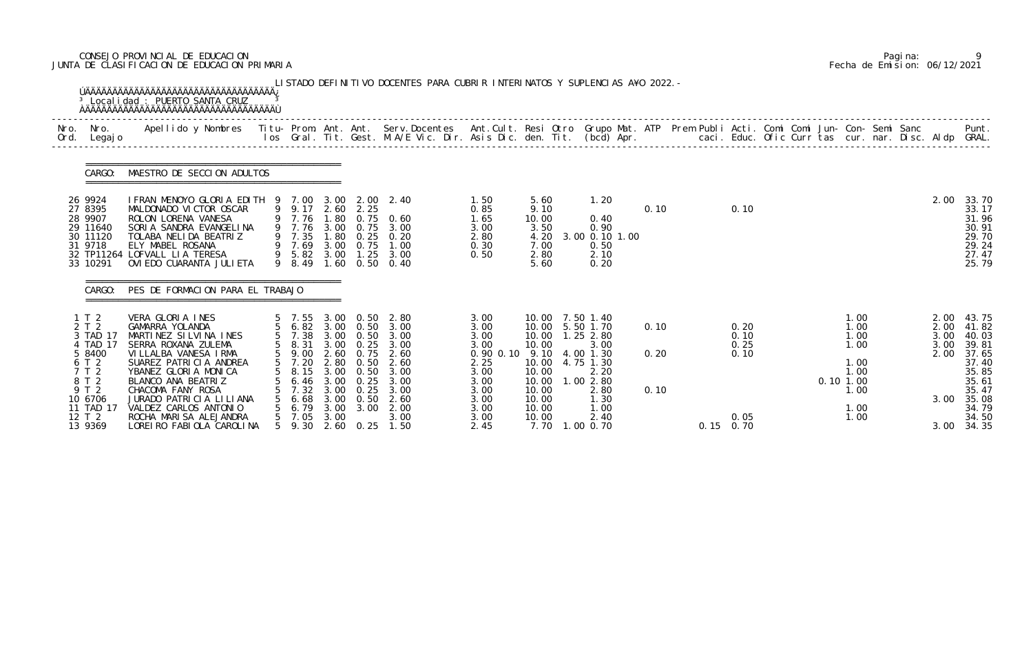CONSEJO PROVINCIAL DE EDUCACION
JUNTA DE CLASIFICACION DE EDUCACION PRIMARIA

Pagina: 9
Fecha de Emision: 06/12/2021

LISTADO DEFINITIVO DOCENTES PARA CUBRIR INTERINATOS Y SUPLENCIAS A¥O 2022.-

Localidad : PUERTO SANTA CRUZ

## CARGO: MAESTRO DE SECCION ADULTOS

| Nro. Ord. | Nro. Legajo | Apellido y Nombres | Titulos | Prom. Gral. | Ant. Tit. | Ant. Gest. | Serv.Docentes M.A/E Vic. Dir. | Ant.Cult. Asis Dic. | Resi den. | Otro Tit. | Grupo Mat. (bcd) Apr. | ATP | Prem | Publi caci. | Acti. Educ. | Comi Ofic | Comi Curr | Jun- tas | Con- cur. | Semi nar. | Sanc Disc. | Aldp | Punt. GRAL. |
|---|---|---|---|---|---|---|---|---|---|---|---|---|---|---|---|---|---|---|---|---|---|---|---|
| 26 | 9924 | IFRAN MENOYO GLORIA EDITH | 9 | 7.00 | 3.00 | 2.00 | 2.40 | 1.50 | 5.60 | | 1.20 | | | | | | | | | | | 2.00 | 33.70 |
| 27 | 8395 | MALDONADO VICTOR OSCAR | 9 | 9.17 | 2.60 | 2.25 | | 0.85 | 9.10 | | | 0.10 | | | 0.10 | | | | | | | | 33.17 |
| 28 | 9907 | ROLON LORENA VANESA | 9 | 7.76 | 1.80 | 0.75 | 0.60 | 1.65 | 10.00 | | 0.40 | | | | | | | | | | | | 31.96 |
| 29 | 11640 | SORIA SANDRA EVANGELINA | 9 | 7.76 | 3.00 | 0.75 | 3.00 | 3.00 | 3.50 | | 0.90 | | | | | | | | | | | | 30.91 |
| 30 | 11120 | TOLABA NELIDA BEATRIZ | 9 | 7.35 | 1.80 | 0.25 | 0.20 | 2.80 | 4.20 | 3.00 | 0.10 1.00 | | | | | | | | | | | | 29.70 |
| 31 | 9718 | ELY MABEL ROSANA | 9 | 7.69 | 3.00 | 0.75 | 1.00 | 0.30 | 7.00 | | 0.50 | | | | | | | | | | | | 29.24 |
| 32 | TP11264 | LOFVALL LIA TERESA | 9 | 5.82 | 3.00 | 1.25 | 3.00 | 0.50 | 2.80 | | 2.10 | | | | | | | | | | | | 27.47 |
| 33 | 10291 | OVIEDO CUARANTA JULIETA | 9 | 8.49 | 1.60 | 0.50 | 0.40 | | 5.60 | | 0.20 | | | | | | | | | | | | 25.79 |

## CARGO: PES DE FORMACION PARA EL TRABAJO

| Nro. Ord. | Nro. Legajo | Apellido y Nombres | Titulos | Prom. Gral. | Ant. Tit. | Ant. Gest. | Serv.Docentes M.A/E Vic. Dir. | Ant.Cult. Asis Dic. | Resi den. | Otro Tit. | Grupo Mat. (bcd) Apr. | ATP | Prem | Publi caci. | Acti. Educ. | Comi Ofic | Comi Curr | Jun- tas | Con- cur. | Semi nar. | Sanc Disc. | Aldp | Punt. GRAL. |
|---|---|---|---|---|---|---|---|---|---|---|---|---|---|---|---|---|---|---|---|---|---|---|---|
| 1 | T 2 | VERA GLORIA INES | 5 | 7.55 | 3.00 | 0.50 | 2.80 | 3.00 | 10.00 | 7.50 | 1.40 | | | | | | | | 1.00 | | | 2.00 | 43.75 |
| 2 | T 2 | GAMARRA YOLANDA | 5 | 6.82 | 3.00 | 0.50 | 3.00 | 3.00 | 10.00 | 5.50 | 1.70 | 0.10 | | | 0.20 | | | | 1.00 | | | 2.00 | 41.82 |
| 3 | TAD 17 | MARTINEZ SILVINA INES | 5 | 7.38 | 3.00 | 0.50 | 3.00 | 3.00 | 10.00 | 1.25 | 2.80 | | | | 0.10 | | | | 1.00 | | | 3.00 | 40.03 |
| 4 | TAD 17 | SERRA ROXANA ZULEMA | 5 | 8.31 | 3.00 | 0.25 | 3.00 | 3.00 | 10.00 | | 3.00 | | | | 0.25 | | | | 1.00 | | | 3.00 | 39.81 |
| 5 | 8400 | VILLALBA VANESA IRMA | 5 | 9.00 | 2.60 | 0.75 | 2.60 | 0.90 0.10 | 9.10 | 4.00 | 1.30 | 0.20 | | | 0.10 | | | | | | | 2.00 | 37.65 |
| 6 | T 2 | SUAREZ PATRICIA ANDREA | 5 | 7.20 | 2.80 | 0.50 | 2.60 | 2.25 | 10.00 | 4.75 | 1.30 | | | | | | | | 1.00 | | | | 37.40 |
| 7 | T 2 | YBANEZ GLORIA MONICA | 5 | 8.15 | 3.00 | 0.50 | 3.00 | 3.00 | 10.00 | | 2.20 | | | | | | | | 1.00 | | | | 35.85 |
| 8 | T 2 | BLANCO ANA BEATRIZ | 5 | 6.46 | 3.00 | 0.25 | 3.00 | 3.00 | 10.00 | 1.00 | 2.80 | | | | | | | 0.10 | 1.00 | | | | 35.61 |
| 9 | T 2 | CHACOMA FANY ROSA | 5 | 7.32 | 3.00 | 0.25 | 3.00 | 3.00 | 10.00 | | 2.80 | 0.10 | | | | | | | 1.00 | | | | 35.47 |
| 10 | 6706 | JURADO PATRICIA LILIANA | 5 | 6.68 | 3.00 | 0.50 | 2.60 | 3.00 | 10.00 | | 1.30 | | | | | | | | | | | 3.00 | 35.08 |
| 11 | TAD 17 | VALDEZ CARLOS ANTONIO | 5 | 6.79 | 3.00 | 3.00 | 2.00 | 3.00 | 10.00 | | 1.00 | | | | | | | | 1.00 | | | | 34.79 |
| 12 | T 2 | ROCHA MARISA ALEJANDRA | 5 | 7.05 | 3.00 | | 3.00 | 3.00 | 10.00 | | 2.40 | | | | 0.05 | | | | 1.00 | | | | 34.50 |
| 13 | 9369 | LOREIRO FABIOLA CAROLINA | 5 | 9.30 | 2.60 | 0.25 | 1.50 | 2.45 | 7.70 | 1.00 | 0.70 | | | 0.15 | 0.70 | | | | | | | 3.00 | 34.35 |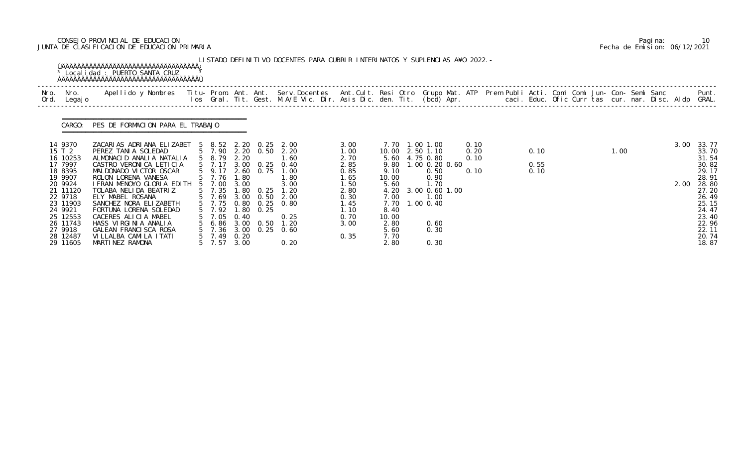CONSEJO PROVINCIAL DE EDUCACION
JUNTA DE CLASIFICACION DE EDUCACION PRIMARIA

Pagina: 10
Fecha de Emision: 06/12/2021

LISTADO DEFINITIVO DOCENTES PARA CUBRIR INTERINATOS Y SUPLENCIAS A¥O 2022.-

Localidad : PUERTO SANTA CRUZ

CARGO: PES DE FORMACION PARA EL TRABAJO

| Nro. Ord. | Nro. Legajo | Apellido y Nombres | Titu-los | Prom. Gral. | Ant. Tit. | Ant. Gest. | Serv.Docentes M.A/E Vic. Dir. | Ant.Cult. Asis Dic. | Resi den. | Otro Tit. | Grupo Mat. (bcd) | ATP Apr. | Prem | Publi caci. | Acti. Educ. | Comi Ofic | Comi Curr | Jun- tas | Con- cur. | Semi nar. | Sanc Disc. | Aldp | Punt. GRAL. |
|---|---|---|---|---|---|---|---|---|---|---|---|---|---|---|---|---|---|---|---|---|---|---|---|
| 14 | 9370 | ZACARIAS ADRIANA ELIZABET | 5 | 8.52 | 2.20 | 0.25 | 2.00 | 3.00 | 7.70 | 1.00 | 1.00 | 0.10 | | | | | | | | | | 3.00 | 33.77 |
| 15 | T 2 | PEREZ TANIA SOLEDAD | 5 | 7.90 | 2.20 | 0.50 | 2.20 | 1.00 | 10.00 | 2.50 | 1.10 | 0.20 | | | 0.10 | | | | 1.00 | | | | 33.70 |
| 16 | 10253 | ALMONACID ANALIA NATALIA | 5 | 8.79 | 2.20 | | 1.60 | 2.70 | 5.60 | 4.75 | 0.80 | 0.10 | | | | | | | | | | | 31.54 |
| 17 | 7997 | CASTRO VERONICA LETICIA | 5 | 7.17 | 3.00 | 0.25 | 0.40 | 2.85 | 9.80 | 1.00 | 0.20 0.60 | | | | 0.55 | | | | | | | | 30.82 |
| 18 | 8395 | MALDONADO VICTOR OSCAR | 5 | 9.17 | 2.60 | 0.75 | 1.00 | 0.85 | 9.10 | | 0.50 | 0.10 | | | 0.10 | | | | | | | | 29.17 |
| 19 | 9907 | ROLON LORENA VANESA | 5 | 7.76 | 1.80 | | 1.80 | 1.65 | 10.00 | | 0.90 | | | | | | | | | | | | 28.91 |
| 20 | 9924 | IFRAN MENOYO GLORIA EDITH | 5 | 7.00 | 3.00 | | 3.00 | 1.50 | 5.60 | | 1.70 | | | | | | | | | | | 2.00 | 28.80 |
| 21 | 11120 | TOLABA NELIDA BEATRIZ | 5 | 7.35 | 1.80 | 0.25 | 1.20 | 2.80 | 4.20 | 3.00 | 0.60 1.00 | | | | | | | | | | | | 27.20 |
| 22 | 9718 | ELY MABEL ROSANA | 5 | 7.69 | 3.00 | 0.50 | 2.00 | 0.30 | 7.00 | | 1.00 | | | | | | | | | | | | 26.49 |
| 23 | 11903 | SANCHEZ NORA ELIZABETH | 5 | 7.75 | 0.80 | 0.25 | 0.80 | 1.45 | 7.70 | 1.00 | 0.40 | | | | | | | | | | | | 25.15 |
| 24 | 9921 | FORTUNA LORENA SOLEDAD | 5 | 7.92 | 1.80 | 0.25 | | 1.10 | 8.40 | | | | | | | | | | | | | | 24.47 |
| 25 | 12553 | CACERES ALICIA MABEL | 5 | 7.05 | 0.40 | | 0.25 | 0.70 | 10.00 | | | | | | | | | | | | | | 23.40 |
| 26 | 11743 | HASS VIRGINIA ANALIA | 5 | 6.86 | 3.00 | 0.50 | 1.20 | 3.00 | 2.80 | | 0.60 | | | | | | | | | | | | 22.96 |
| 27 | 9918 | GALEAN FRANCISCA ROSA | 5 | 7.36 | 3.00 | 0.25 | 0.60 | | 5.60 | | 0.30 | | | | | | | | | | | | 22.11 |
| 28 | 12487 | VILLALBA CAMILA ITATI | 5 | 7.49 | 0.20 | | | 0.35 | 7.70 | | | | | | | | | | | | | | 20.74 |
| 29 | 11605 | MARTINEZ RAMONA | 5 | 7.57 | 3.00 | | 0.20 | | 2.80 | | 0.30 | | | | | | | | | | | | 18.87 |